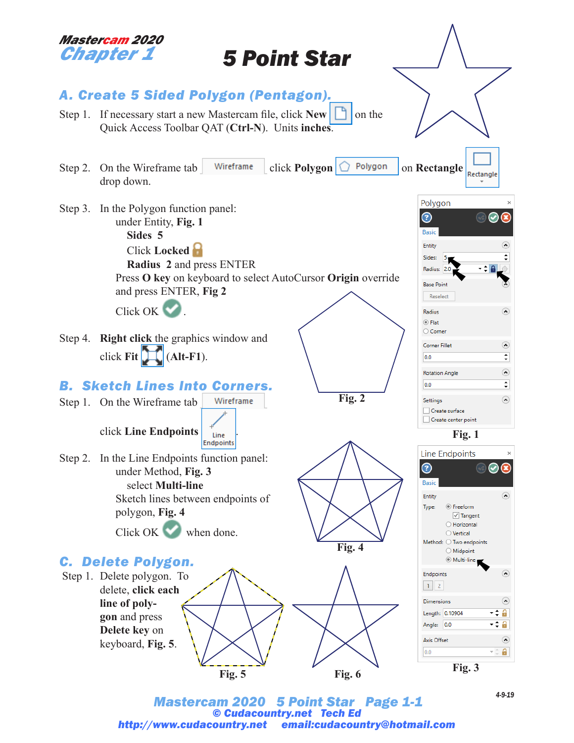**Mastercam 2020**
**Chapter 1**

# 5 Point Star

## A. Create 5 Sided Polygon (Pentagon).

Step 1. If necessary start a new Mastercam file, click **New** on the Quick Access Toolbar QAT (**Ctrl-N**). Units **inches**.

Step 2. On the Wireframe tab Wireframe click **Polygon** Polygon on **Rectangle** Rectangle drop down.

Step 3. In the Polygon function panel:
under Entity, **Fig. 1**
**Sides 5**
Click **Locked**
**Radius 2** and press ENTER
Press **O key** on keyboard to select AutoCursor **Origin** override and press ENTER, **Fig 2**
Click OK.

Step 4. **Right click** the graphics window and click **Fit** (**Alt-F1**).

Polygon
Basic
Entity
Sides: 5
Radius: 2.0
Base Point
Reselect
Radius
Flat
Corner
Corner Fillet
0.0
Rotation Angle
0.0
Settings
Create surface
Create center point

**Fig. 1**

**Fig. 2**

## B. Sketch Lines Into Corners.

Step 1. On the Wireframe tab Wireframe

click **Line Endpoints** Line Endpoints.

Step 2. In the Line Endpoints function panel:
under Method, **Fig. 3**
select **Multi-line**
Sketch lines between endpoints of polygon, **Fig. 4**
Click OK when done.

**Fig. 4**

Line Endpoints
Basic
Entity
Type: Freeform
Tangent
Horizontal
Vertical
Method: Two endpoints
Midpoint
Multi-line
Endpoints
1 2
Dimensions
Length: 0.10904
Angle: 0.0
Axis Offset
0.0

**Fig. 3**

## C. Delete Polygon.

Step 1. Delete polygon. To delete, **click each line of polygon** and press **Delete key** on keyboard, **Fig. 5**.

**Fig. 5**

**Fig. 6**

4-9-19

Mastercam 2020 5 Point Star Page 1-1
© Cudacountry.net Tech Ed
http://www.cudacountry.net email:cudacountry@hotmail.com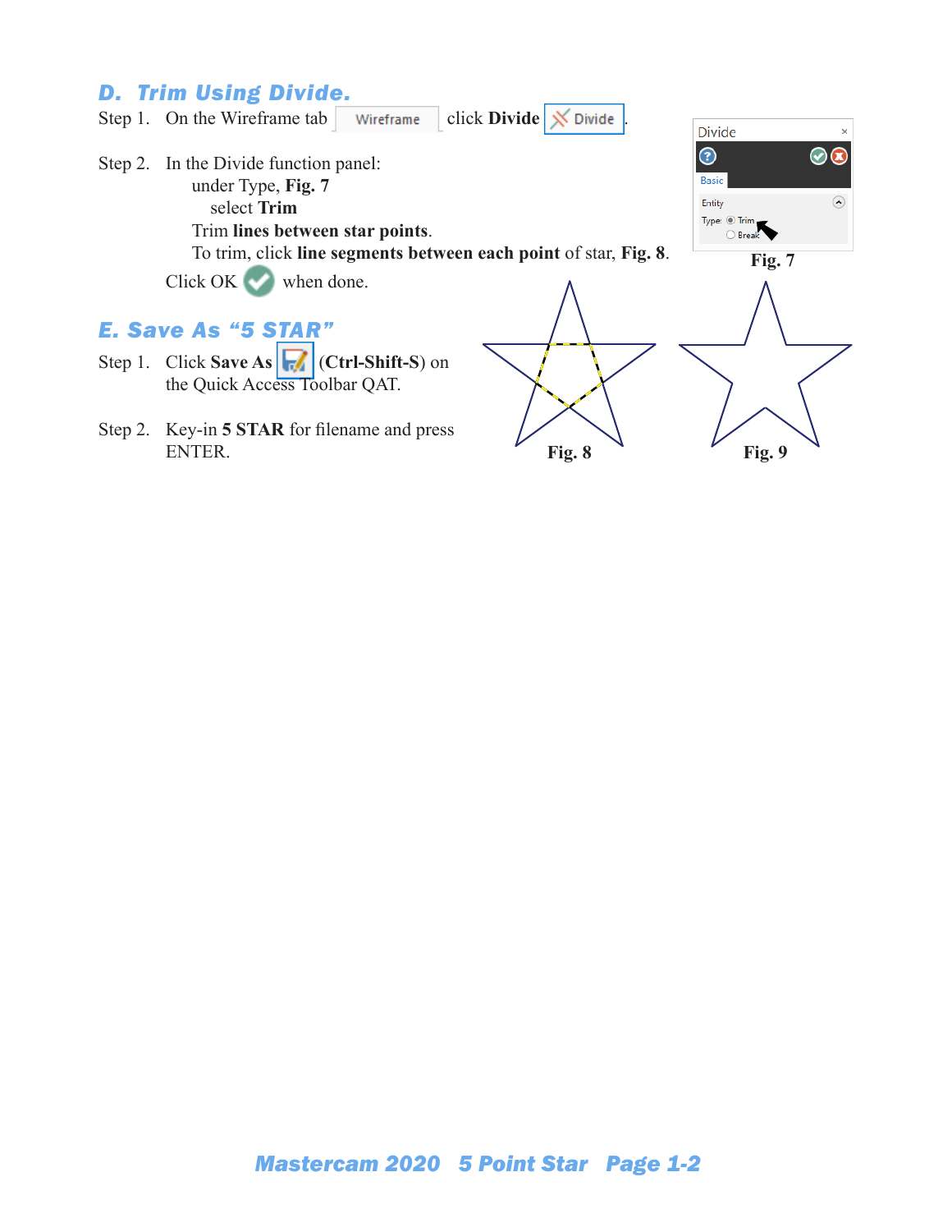## D. Trim Using Divide.

Step 1. On the Wireframe tab Wireframe click **Divide** Divide.

Step 2. In the Divide function panel:
under Type, **Fig. 7**
select **Trim**
Trim **lines between star points**.
To trim, click **line segments between each point** of star, **Fig. 8**.

Click OK when done.

Divide
Basic
Entity
Type: Trim
Break

**Fig. 7**

## E. Save As "5 STAR"

Step 1. Click **Save As** (**Ctrl-Shift-S**) on the Quick Access Toolbar QAT.

Step 2. Key-in **5 STAR** for filename and press ENTER.

**Fig. 8**

**Fig. 9**